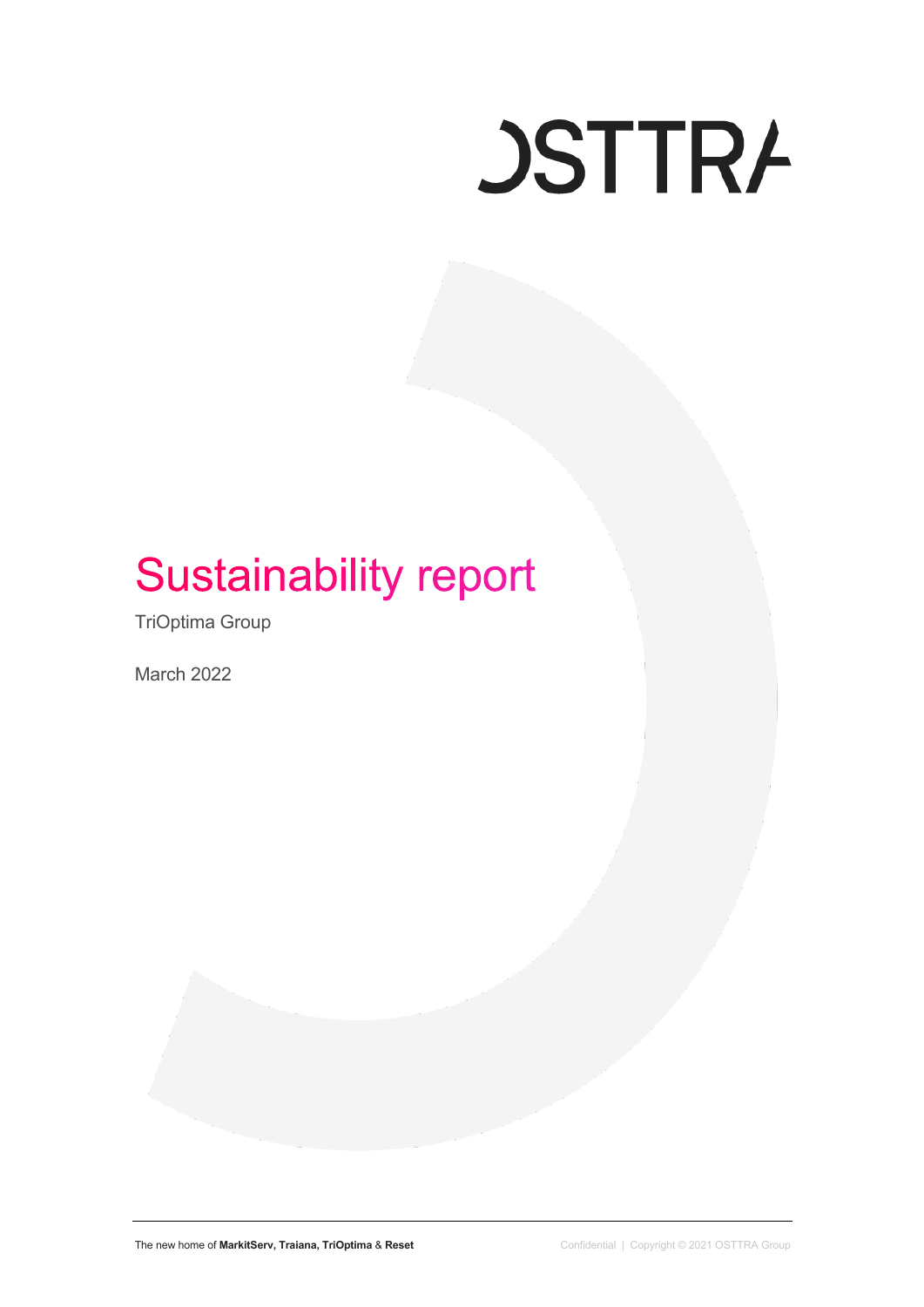OSTTRA

# Sustainability report

TriOptima Group

March 2022

The new home of **MarkitServ, Traiana, TriOptima** & **Reset**

Confidential | Copyright © 2021 OSTTRA Group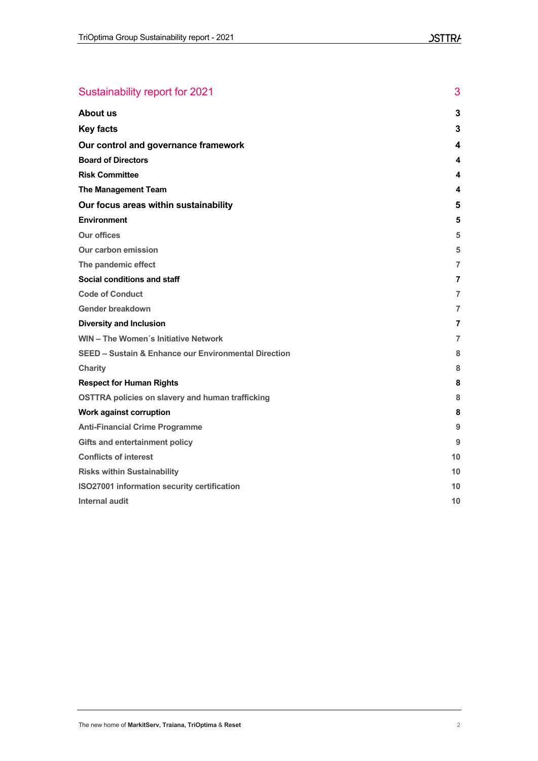# Sustainability report for 2021 3

**About us** 3

**Key facts** 3

**Our control and governance framework** 4

**Board of Directors** 4

**Risk Committee** 4

**The Management Team** 4

**Our focus areas within sustainability** 5

**Environment** 5

Our offices 5

Our carbon emission 5

The pandemic effect 7

**Social conditions and staff** 7

Code of Conduct 7

Gender breakdown 7

**Diversity and Inclusion** 7

WIN – The Women´s Initiative Network 7

SEED – Sustain & Enhance our Environmental Direction 8

Charity 8

**Respect for Human Rights** 8

OSTTRA policies on slavery and human trafficking 8

**Work against corruption** 8

Anti-Financial Crime Programme 9

Gifts and entertainment policy 9

Conflicts of interest 10

Risks within Sustainability 10

ISO27001 information security certification 10

Internal audit 10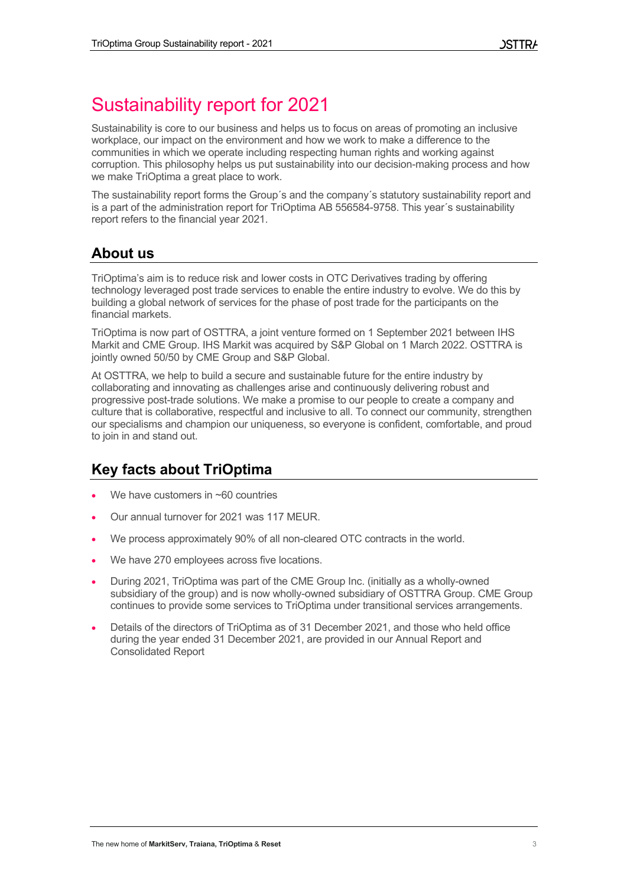# Sustainability report for 2021

Sustainability is core to our business and helps us to focus on areas of promoting an inclusive workplace, our impact on the environment and how we work to make a difference to the communities in which we operate including respecting human rights and working against corruption. This philosophy helps us put sustainability into our decision-making process and how we make TriOptima a great place to work.

The sustainability report forms the Group´s and the company´s statutory sustainability report and is a part of the administration report for TriOptima AB 556584-9758. This year´s sustainability report refers to the financial year 2021.

## About us

TriOptima's aim is to reduce risk and lower costs in OTC Derivatives trading by offering technology leveraged post trade services to enable the entire industry to evolve. We do this by building a global network of services for the phase of post trade for the participants on the financial markets.

TriOptima is now part of OSTTRA, a joint venture formed on 1 September 2021 between IHS Markit and CME Group. IHS Markit was acquired by S&P Global on 1 March 2022. OSTTRA is jointly owned 50/50 by CME Group and S&P Global.

At OSTTRA, we help to build a secure and sustainable future for the entire industry by collaborating and innovating as challenges arise and continuously delivering robust and progressive post-trade solutions. We make a promise to our people to create a company and culture that is collaborative, respectful and inclusive to all. To connect our community, strengthen our specialisms and champion our uniqueness, so everyone is confident, comfortable, and proud to join in and stand out.

## Key facts about TriOptima

- We have customers in ~60 countries
- Our annual turnover for 2021 was 117 MEUR.
- We process approximately 90% of all non-cleared OTC contracts in the world.
- We have 270 employees across five locations.
- During 2021, TriOptima was part of the CME Group Inc. (initially as a wholly-owned subsidiary of the group) and is now wholly-owned subsidiary of OSTTRA Group. CME Group continues to provide some services to TriOptima under transitional services arrangements.
- Details of the directors of TriOptima as of 31 December 2021, and those who held office during the year ended 31 December 2021, are provided in our Annual Report and Consolidated Report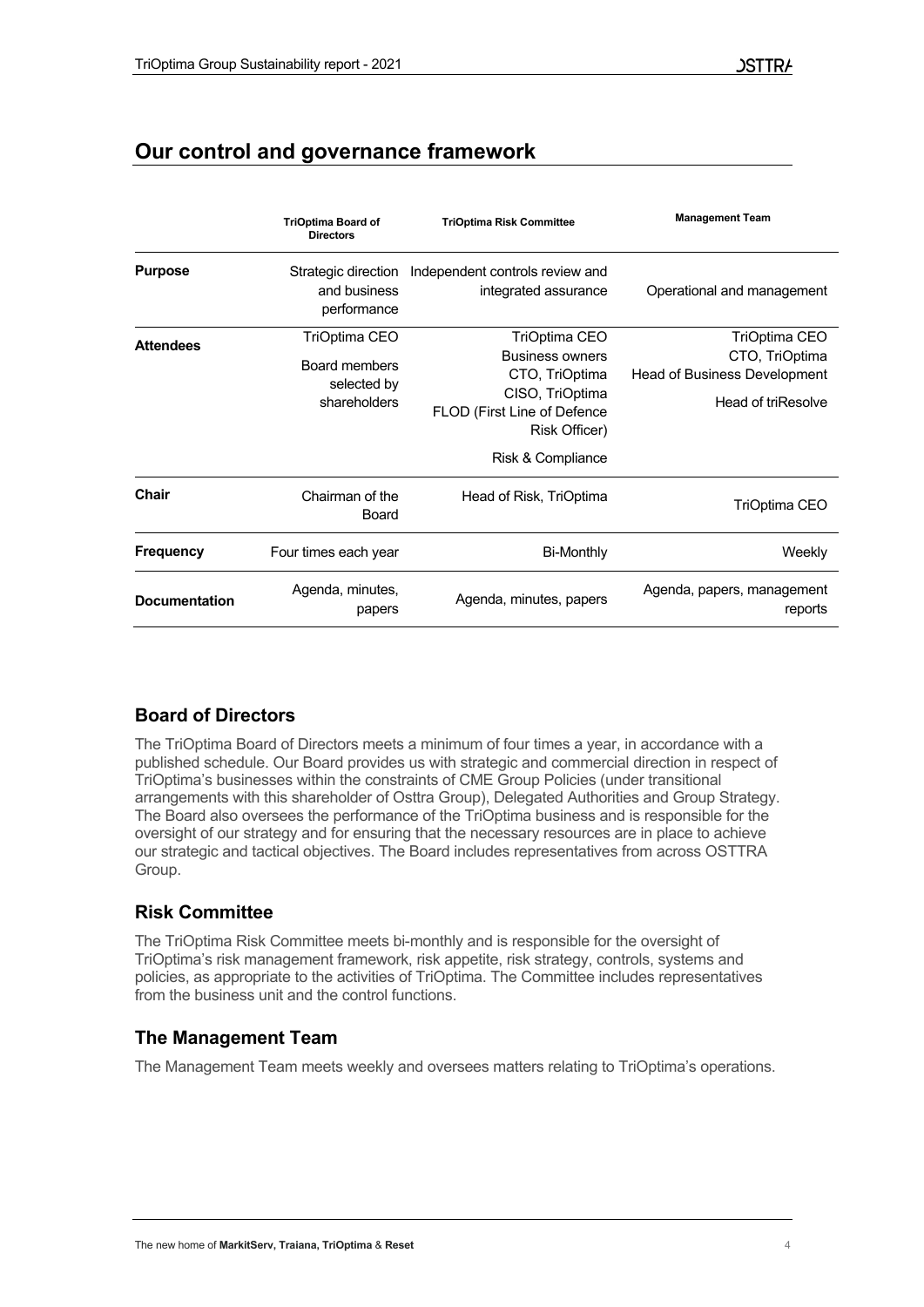## Our control and governance framework

| | TriOptima Board of Directors | TriOptima Risk Committee | Management Team |
|---|---|---|---|
| **Purpose** | Strategic direction and business performance | Independent controls review and integrated assurance | Operational and management |
| **Attendees** | TriOptima CEO<br>Board members selected by shareholders | TriOptima CEO<br>Business owners<br>CTO, TriOptima<br>CISO, TriOptima<br>FLOD (First Line of Defence Risk Officer)<br>Risk & Compliance | TriOptima CEO<br>CTO, TriOptima<br>Head of Business Development<br>Head of triResolve |
| **Chair** | Chairman of the Board | Head of Risk, TriOptima | TriOptima CEO |
| **Frequency** | Four times each year | Bi-Monthly | Weekly |
| **Documentation** | Agenda, minutes, papers | Agenda, minutes, papers | Agenda, papers, management reports |

### Board of Directors

The TriOptima Board of Directors meets a minimum of four times a year, in accordance with a published schedule. Our Board provides us with strategic and commercial direction in respect of TriOptima's businesses within the constraints of CME Group Policies (under transitional arrangements with this shareholder of Osttra Group), Delegated Authorities and Group Strategy. The Board also oversees the performance of the TriOptima business and is responsible for the oversight of our strategy and for ensuring that the necessary resources are in place to achieve our strategic and tactical objectives. The Board includes representatives from across OSTTRA Group.

### Risk Committee

The TriOptima Risk Committee meets bi-monthly and is responsible for the oversight of TriOptima's risk management framework, risk appetite, risk strategy, controls, systems and policies, as appropriate to the activities of TriOptima. The Committee includes representatives from the business unit and the control functions.

### The Management Team

The Management Team meets weekly and oversees matters relating to TriOptima's operations.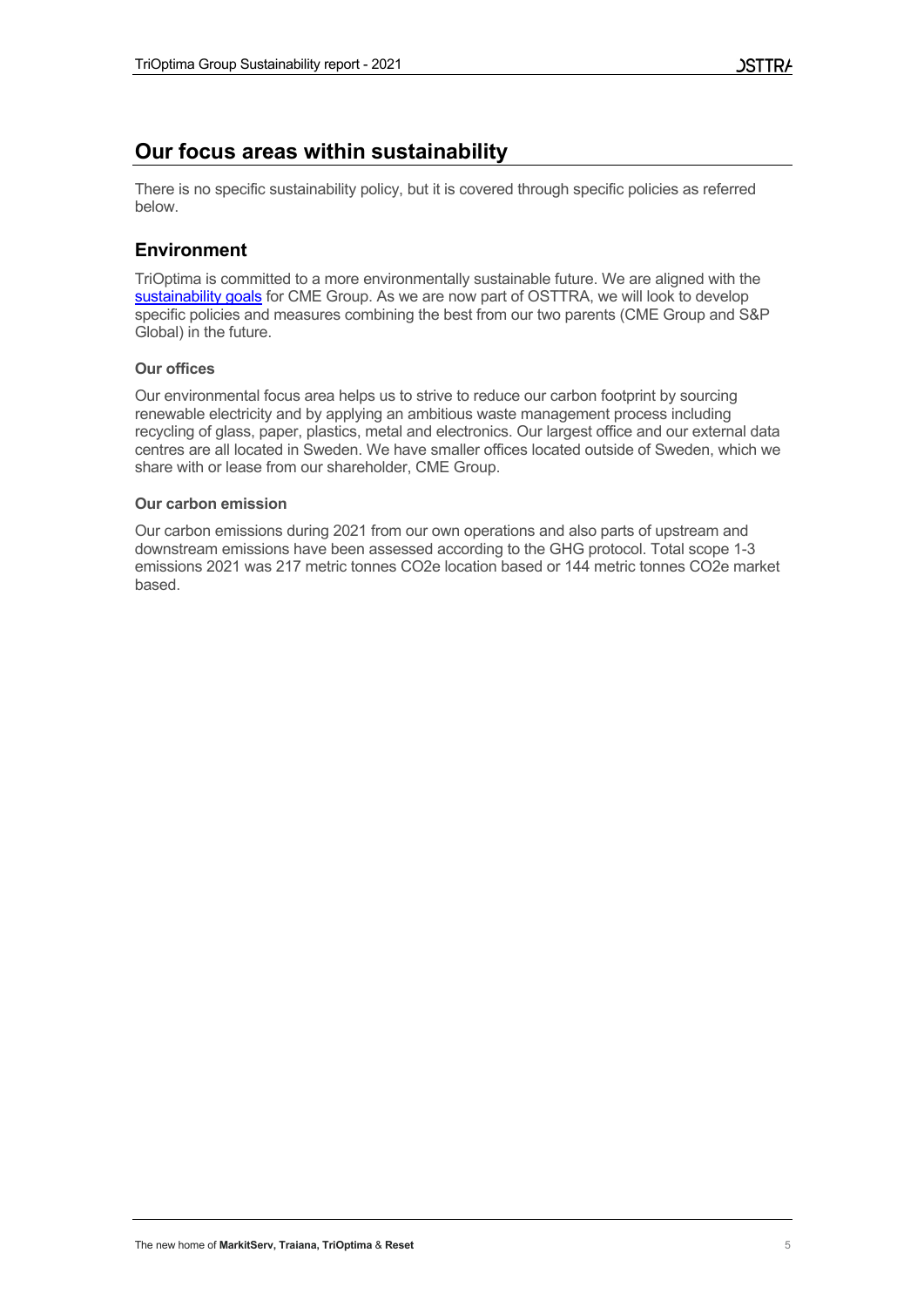## Our focus areas within sustainability

There is no specific sustainability policy, but it is covered through specific policies as referred below.

### Environment

TriOptima is committed to a more environmentally sustainable future. We are aligned with the [sustainability goals](#) for CME Group. As we are now part of OSTTRA, we will look to develop specific policies and measures combining the best from our two parents (CME Group and S&P Global) in the future.

#### Our offices

Our environmental focus area helps us to strive to reduce our carbon footprint by sourcing renewable electricity and by applying an ambitious waste management process including recycling of glass, paper, plastics, metal and electronics. Our largest office and our external data centres are all located in Sweden. We have smaller offices located outside of Sweden, which we share with or lease from our shareholder, CME Group.

#### Our carbon emission

Our carbon emissions during 2021 from our own operations and also parts of upstream and downstream emissions have been assessed according to the GHG protocol. Total scope 1-3 emissions 2021 was 217 metric tonnes $CO_2e$ location based or 144 metric tonnes $CO_2e$ market based.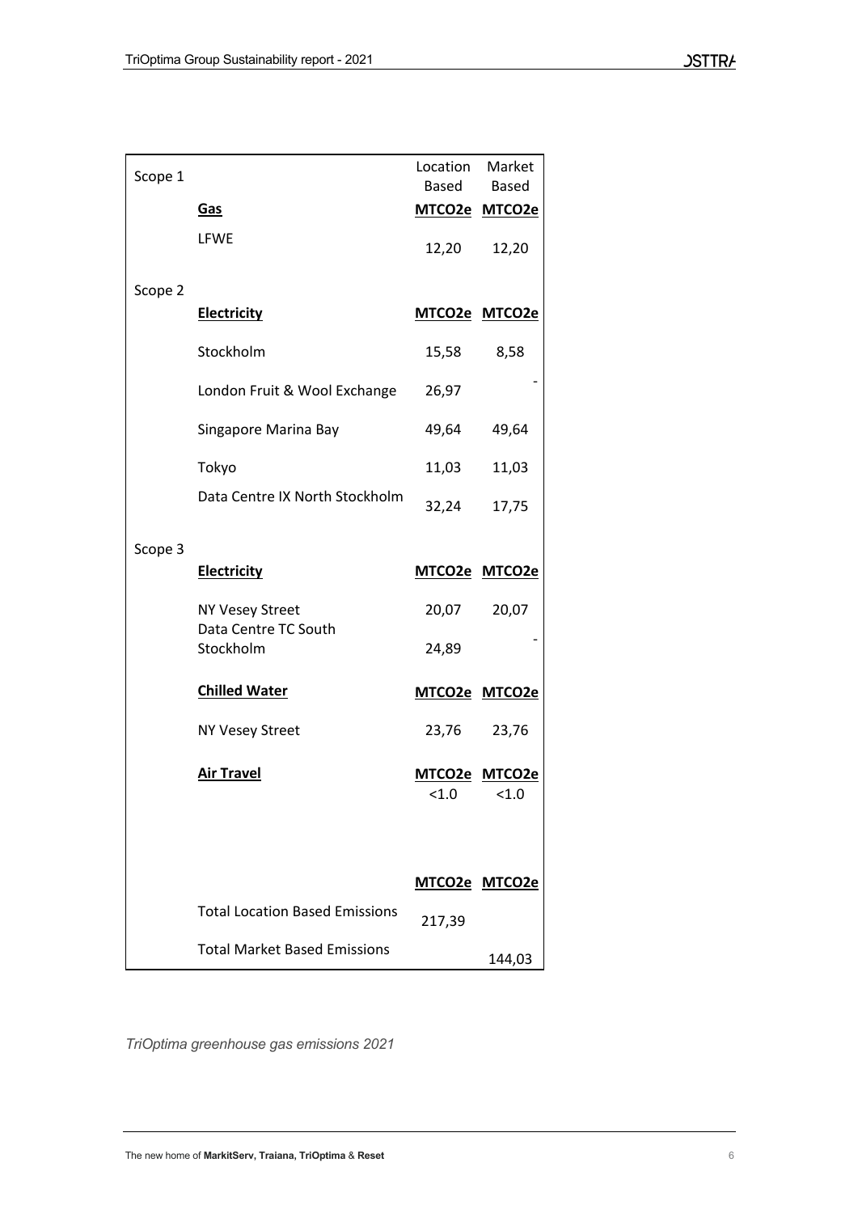| Scope 1 | | Location Based | Market Based |
|---|---|---|---|
| | **Gas** | **MTCO2e** | **MTCO2e** |
| | LFWE | 12,20 | 12,20 |
| Scope 2 | | | |
| | **Electricity** | **MTCO2e** | **MTCO2e** |
| | Stockholm | 15,58 | 8,58 |
| | London Fruit & Wool Exchange | 26,97 | - |
| | Singapore Marina Bay | 49,64 | 49,64 |
| | Tokyo | 11,03 | 11,03 |
| | Data Centre IX North Stockholm | 32,24 | 17,75 |
| Scope 3 | | | |
| | **Electricity** | **MTCO2e** | **MTCO2e** |
| | NY Vesey Street | 20,07 | 20,07 |
| | Data Centre TC South Stockholm | 24,89 | - |
| | **Chilled Water** | **MTCO2e** | **MTCO2e** |
| | NY Vesey Street | 23,76 | 23,76 |
| | **Air Travel** | **MTCO2e** | **MTCO2e** |
| | | <1.0 | <1.0 |
| | | **MTCO2e** | **MTCO2e** |
| | Total Location Based Emissions | 217,39 | |
| | Total Market Based Emissions | | 144,03 |

*TriOptima greenhouse gas emissions 2021*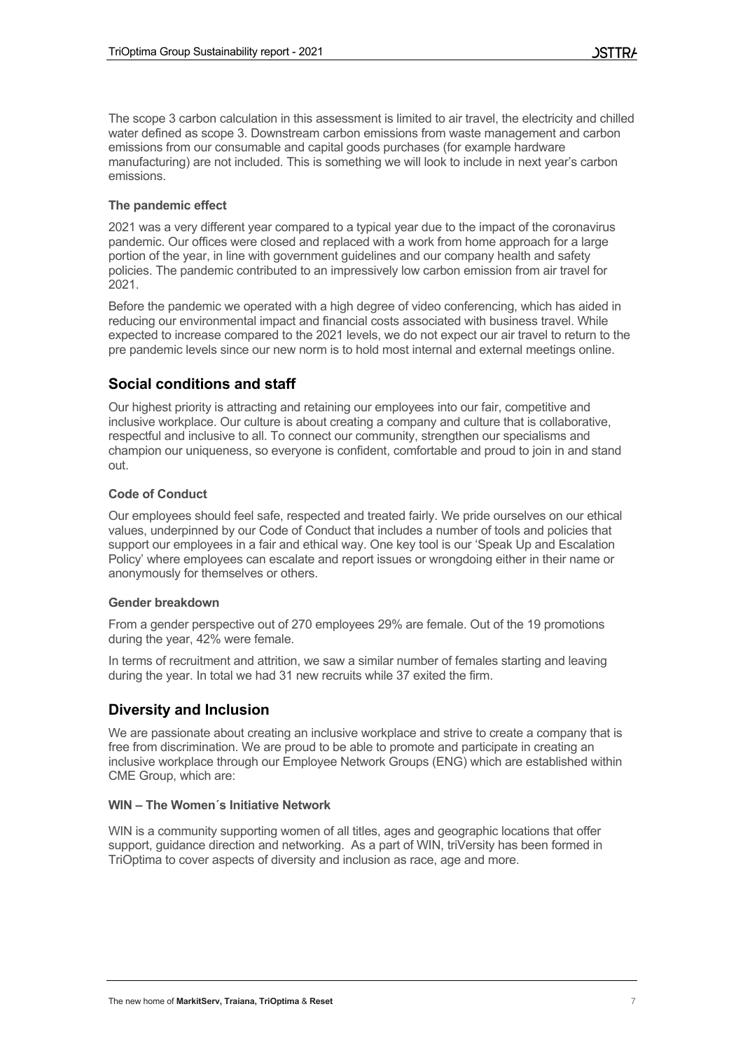The scope 3 carbon calculation in this assessment is limited to air travel, the electricity and chilled water defined as scope 3. Downstream carbon emissions from waste management and carbon emissions from our consumable and capital goods purchases (for example hardware manufacturing) are not included. This is something we will look to include in next year's carbon emissions.

### The pandemic effect

2021 was a very different year compared to a typical year due to the impact of the coronavirus pandemic. Our offices were closed and replaced with a work from home approach for a large portion of the year, in line with government guidelines and our company health and safety policies. The pandemic contributed to an impressively low carbon emission from air travel for 2021.

Before the pandemic we operated with a high degree of video conferencing, which has aided in reducing our environmental impact and financial costs associated with business travel. While expected to increase compared to the 2021 levels, we do not expect our air travel to return to the pre pandemic levels since our new norm is to hold most internal and external meetings online.

## Social conditions and staff

Our highest priority is attracting and retaining our employees into our fair, competitive and inclusive workplace. Our culture is about creating a company and culture that is collaborative, respectful and inclusive to all. To connect our community, strengthen our specialisms and champion our uniqueness, so everyone is confident, comfortable and proud to join in and stand out.

### Code of Conduct

Our employees should feel safe, respected and treated fairly. We pride ourselves on our ethical values, underpinned by our Code of Conduct that includes a number of tools and policies that support our employees in a fair and ethical way. One key tool is our 'Speak Up and Escalation Policy' where employees can escalate and report issues or wrongdoing either in their name or anonymously for themselves or others.

### Gender breakdown

From a gender perspective out of 270 employees 29% are female. Out of the 19 promotions during the year, 42% were female.

In terms of recruitment and attrition, we saw a similar number of females starting and leaving during the year. In total we had 31 new recruits while 37 exited the firm.

## Diversity and Inclusion

We are passionate about creating an inclusive workplace and strive to create a company that is free from discrimination. We are proud to be able to promote and participate in creating an inclusive workplace through our Employee Network Groups (ENG) which are established within CME Group, which are:

### WIN – The Women´s Initiative Network

WIN is a community supporting women of all titles, ages and geographic locations that offer support, guidance direction and networking. As a part of WIN, triVersity has been formed in TriOptima to cover aspects of diversity and inclusion as race, age and more.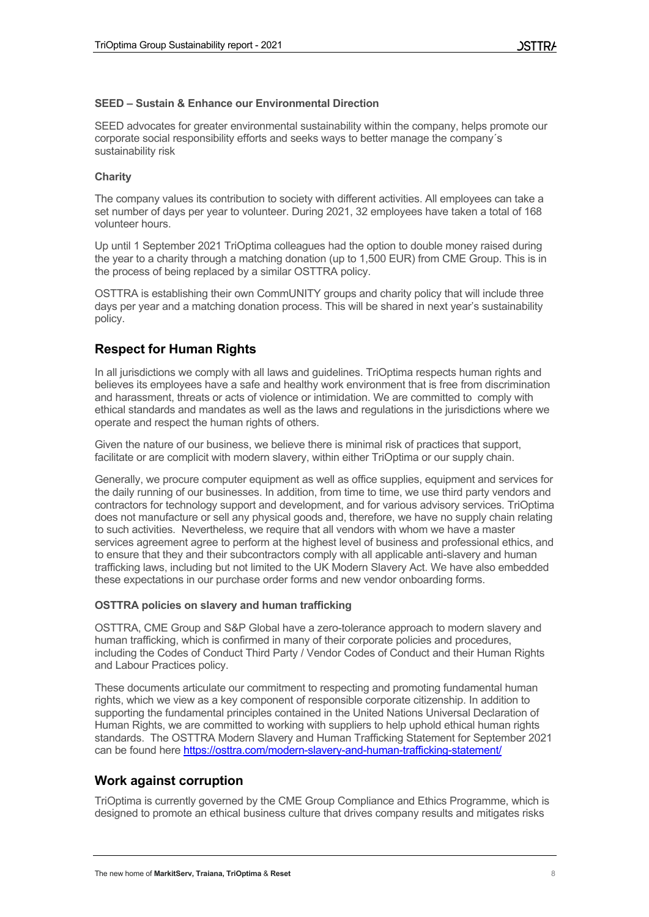#### SEED – Sustain & Enhance our Environmental Direction

SEED advocates for greater environmental sustainability within the company, helps promote our corporate social responsibility efforts and seeks ways to better manage the company´s sustainability risk

#### Charity

The company values its contribution to society with different activities. All employees can take a set number of days per year to volunteer. During 2021, 32 employees have taken a total of 168 volunteer hours.

Up until 1 September 2021 TriOptima colleagues had the option to double money raised during the year to a charity through a matching donation (up to 1,500 EUR) from CME Group. This is in the process of being replaced by a similar OSTTRA policy.

OSTTRA is establishing their own CommUNITY groups and charity policy that will include three days per year and a matching donation process. This will be shared in next year's sustainability policy.

## Respect for Human Rights

In all jurisdictions we comply with all laws and guidelines. TriOptima respects human rights and believes its employees have a safe and healthy work environment that is free from discrimination and harassment, threats or acts of violence or intimidation. We are committed to comply with ethical standards and mandates as well as the laws and regulations in the jurisdictions where we operate and respect the human rights of others.

Given the nature of our business, we believe there is minimal risk of practices that support, facilitate or are complicit with modern slavery, within either TriOptima or our supply chain.

Generally, we procure computer equipment as well as office supplies, equipment and services for the daily running of our businesses. In addition, from time to time, we use third party vendors and contractors for technology support and development, and for various advisory services. TriOptima does not manufacture or sell any physical goods and, therefore, we have no supply chain relating to such activities. Nevertheless, we require that all vendors with whom we have a master services agreement agree to perform at the highest level of business and professional ethics, and to ensure that they and their subcontractors comply with all applicable anti-slavery and human trafficking laws, including but not limited to the UK Modern Slavery Act. We have also embedded these expectations in our purchase order forms and new vendor onboarding forms.

#### OSTTRA policies on slavery and human trafficking

OSTTRA, CME Group and S&P Global have a zero-tolerance approach to modern slavery and human trafficking, which is confirmed in many of their corporate policies and procedures, including the Codes of Conduct Third Party / Vendor Codes of Conduct and their Human Rights and Labour Practices policy.

These documents articulate our commitment to respecting and promoting fundamental human rights, which we view as a key component of responsible corporate citizenship. In addition to supporting the fundamental principles contained in the United Nations Universal Declaration of Human Rights, we are committed to working with suppliers to help uphold ethical human rights standards. The OSTTRA Modern Slavery and Human Trafficking Statement for September 2021 can be found here https://osttra.com/modern-slavery-and-human-trafficking-statement/

## Work against corruption

TriOptima is currently governed by the CME Group Compliance and Ethics Programme, which is designed to promote an ethical business culture that drives company results and mitigates risks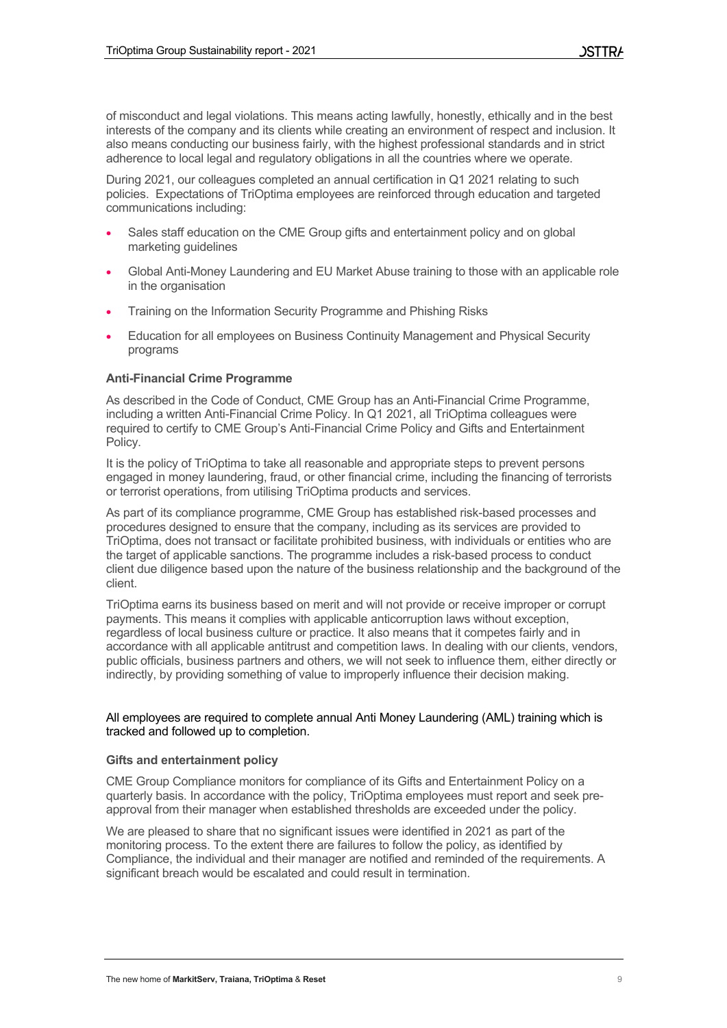of misconduct and legal violations. This means acting lawfully, honestly, ethically and in the best interests of the company and its clients while creating an environment of respect and inclusion. It also means conducting our business fairly, with the highest professional standards and in strict adherence to local legal and regulatory obligations in all the countries where we operate.

During 2021, our colleagues completed an annual certification in Q1 2021 relating to such policies. Expectations of TriOptima employees are reinforced through education and targeted communications including:

- Sales staff education on the CME Group gifts and entertainment policy and on global marketing guidelines
- Global Anti-Money Laundering and EU Market Abuse training to those with an applicable role in the organisation
- Training on the Information Security Programme and Phishing Risks
- Education for all employees on Business Continuity Management and Physical Security programs

**Anti-Financial Crime Programme**

As described in the Code of Conduct, CME Group has an Anti-Financial Crime Programme, including a written Anti-Financial Crime Policy. In Q1 2021, all TriOptima colleagues were required to certify to CME Group's Anti-Financial Crime Policy and Gifts and Entertainment Policy.

It is the policy of TriOptima to take all reasonable and appropriate steps to prevent persons engaged in money laundering, fraud, or other financial crime, including the financing of terrorists or terrorist operations, from utilising TriOptima products and services.

As part of its compliance programme, CME Group has established risk-based processes and procedures designed to ensure that the company, including as its services are provided to TriOptima, does not transact or facilitate prohibited business, with individuals or entities who are the target of applicable sanctions. The programme includes a risk-based process to conduct client due diligence based upon the nature of the business relationship and the background of the client.

TriOptima earns its business based on merit and will not provide or receive improper or corrupt payments. This means it complies with applicable anticorruption laws without exception, regardless of local business culture or practice. It also means that it competes fairly and in accordance with all applicable antitrust and competition laws. In dealing with our clients, vendors, public officials, business partners and others, we will not seek to influence them, either directly or indirectly, by providing something of value to improperly influence their decision making.

All employees are required to complete annual Anti Money Laundering (AML) training which is tracked and followed up to completion.

**Gifts and entertainment policy**

CME Group Compliance monitors for compliance of its Gifts and Entertainment Policy on a quarterly basis. In accordance with the policy, TriOptima employees must report and seek pre-approval from their manager when established thresholds are exceeded under the policy.

We are pleased to share that no significant issues were identified in 2021 as part of the monitoring process. To the extent there are failures to follow the policy, as identified by Compliance, the individual and their manager are notified and reminded of the requirements. A significant breach would be escalated and could result in termination.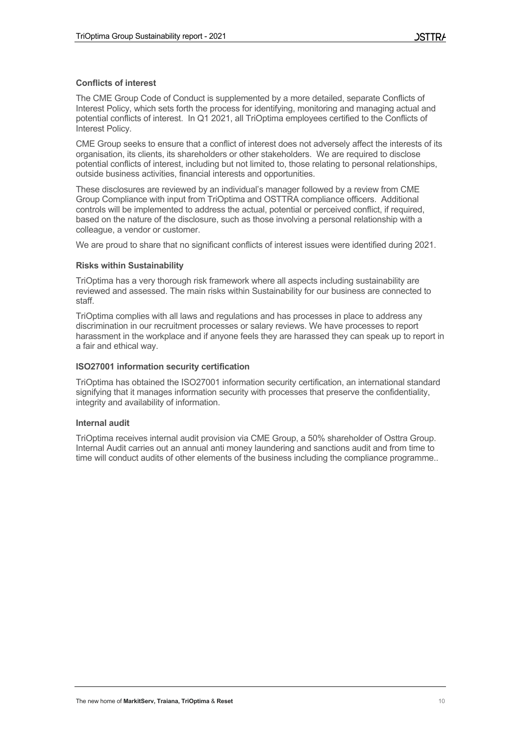### Conflicts of interest

The CME Group Code of Conduct is supplemented by a more detailed, separate Conflicts of Interest Policy, which sets forth the process for identifying, monitoring and managing actual and potential conflicts of interest. In Q1 2021, all TriOptima employees certified to the Conflicts of Interest Policy.

CME Group seeks to ensure that a conflict of interest does not adversely affect the interests of its organisation, its clients, its shareholders or other stakeholders. We are required to disclose potential conflicts of interest, including but not limited to, those relating to personal relationships, outside business activities, financial interests and opportunities.

These disclosures are reviewed by an individual's manager followed by a review from CME Group Compliance with input from TriOptima and OSTTRA compliance officers. Additional controls will be implemented to address the actual, potential or perceived conflict, if required, based on the nature of the disclosure, such as those involving a personal relationship with a colleague, a vendor or customer.

We are proud to share that no significant conflicts of interest issues were identified during 2021.

### Risks within Sustainability

TriOptima has a very thorough risk framework where all aspects including sustainability are reviewed and assessed. The main risks within Sustainability for our business are connected to staff.

TriOptima complies with all laws and regulations and has processes in place to address any discrimination in our recruitment processes or salary reviews. We have processes to report harassment in the workplace and if anyone feels they are harassed they can speak up to report in a fair and ethical way.

### ISO27001 information security certification

TriOptima has obtained the ISO27001 information security certification, an international standard signifying that it manages information security with processes that preserve the confidentiality, integrity and availability of information.

### Internal audit

TriOptima receives internal audit provision via CME Group, a 50% shareholder of Osttra Group. Internal Audit carries out an annual anti money laundering and sanctions audit and from time to time will conduct audits of other elements of the business including the compliance programme..